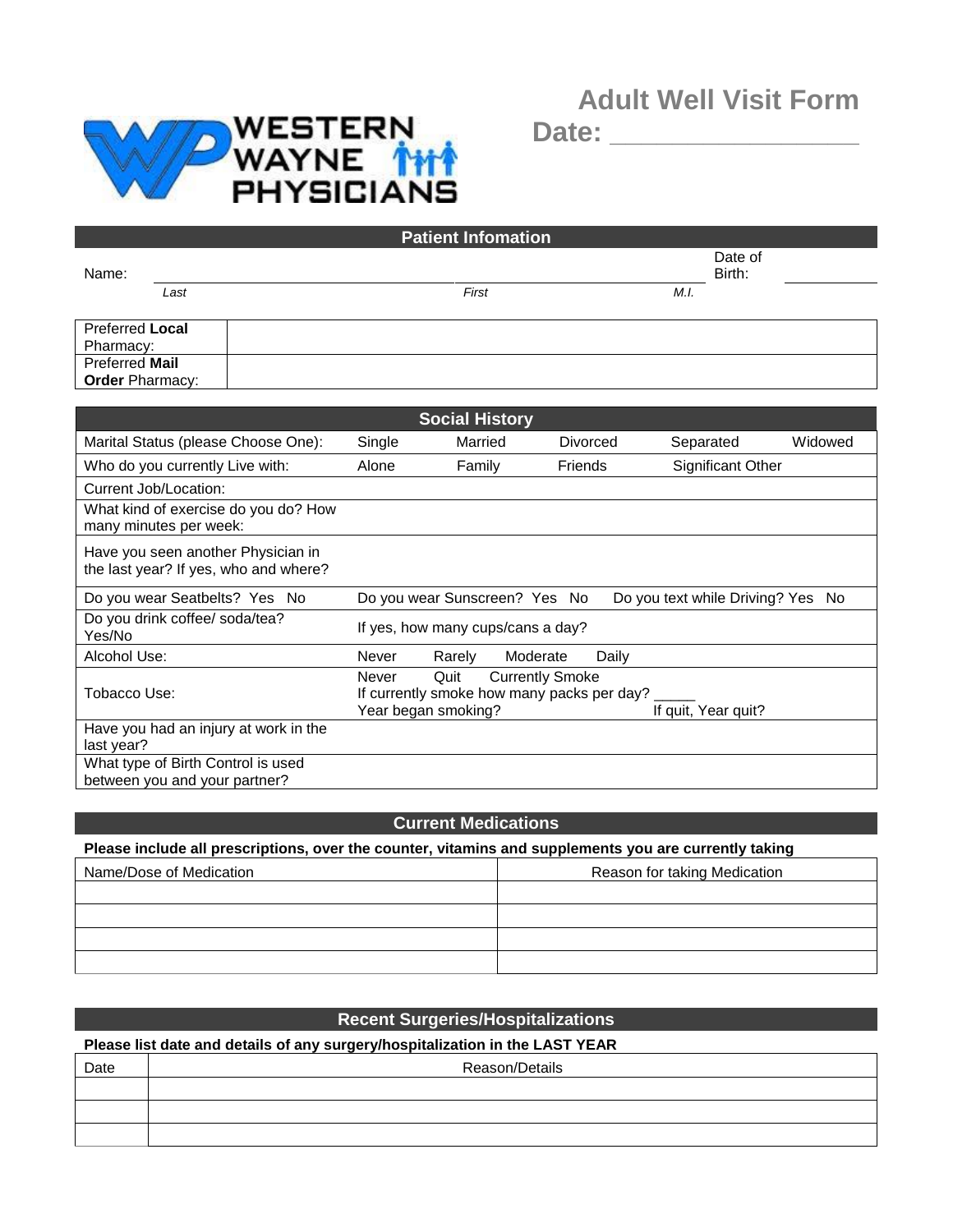WESTERN WAYNE PHYSICIANS

# Adult Well Visit Form

**Date:** ________________

## Patient Infomation

Name: ______________________ ______________________ ______ Date of Birth: __________

*Last* *First* *M.I.*

| | |
|---|---|
| Preferred **Local** Pharmacy: | |
| Preferred **Mail Order** Pharmacy: | |

## Social History

| | | | | | |
|---|---|---|---|---|---|
| Marital Status (please Choose One): | Single | Married | Divorced | Separated | Widowed |
| Who do you currently Live with: | Alone | Family | Friends | Significant Other | |
| Current Job/Location: | | | | | |
| What kind of exercise do you do? How many minutes per week: | | | | | |
| Have you seen another Physician in the last year? If yes, who and where? | | | | | |
| Do you wear Seatbelts? Yes No | Do you wear Sunscreen? Yes No | | Do you text while Driving? Yes No | | |
| Do you drink coffee/ soda/tea? Yes/No | If yes, how many cups/cans a day? | | | | |
| Alcohol Use: | Never | Rarely | Moderate | Daily | |
| Tobacco Use: | Never Quit Currently Smoke<br>If currently smoke how many packs per day? _____<br>Year began smoking? | | | If quit, Year quit? | |
| Have you had an injury at work in the last year? | | | | | |
| What type of Birth Control is used between you and your partner? | | | | | |

## Current Medications

**Please include all prescriptions, over the counter, vitamins and supplements you are currently taking**

| Name/Dose of Medication | Reason for taking Medication |
|---|---|
| | |
| | |
| | |
| | |

## Recent Surgeries/Hospitalizations

**Please list date and details of any surgery/hospitalization in the LAST YEAR**

| Date | Reason/Details |
|---|---|
| | |
| | |
| | |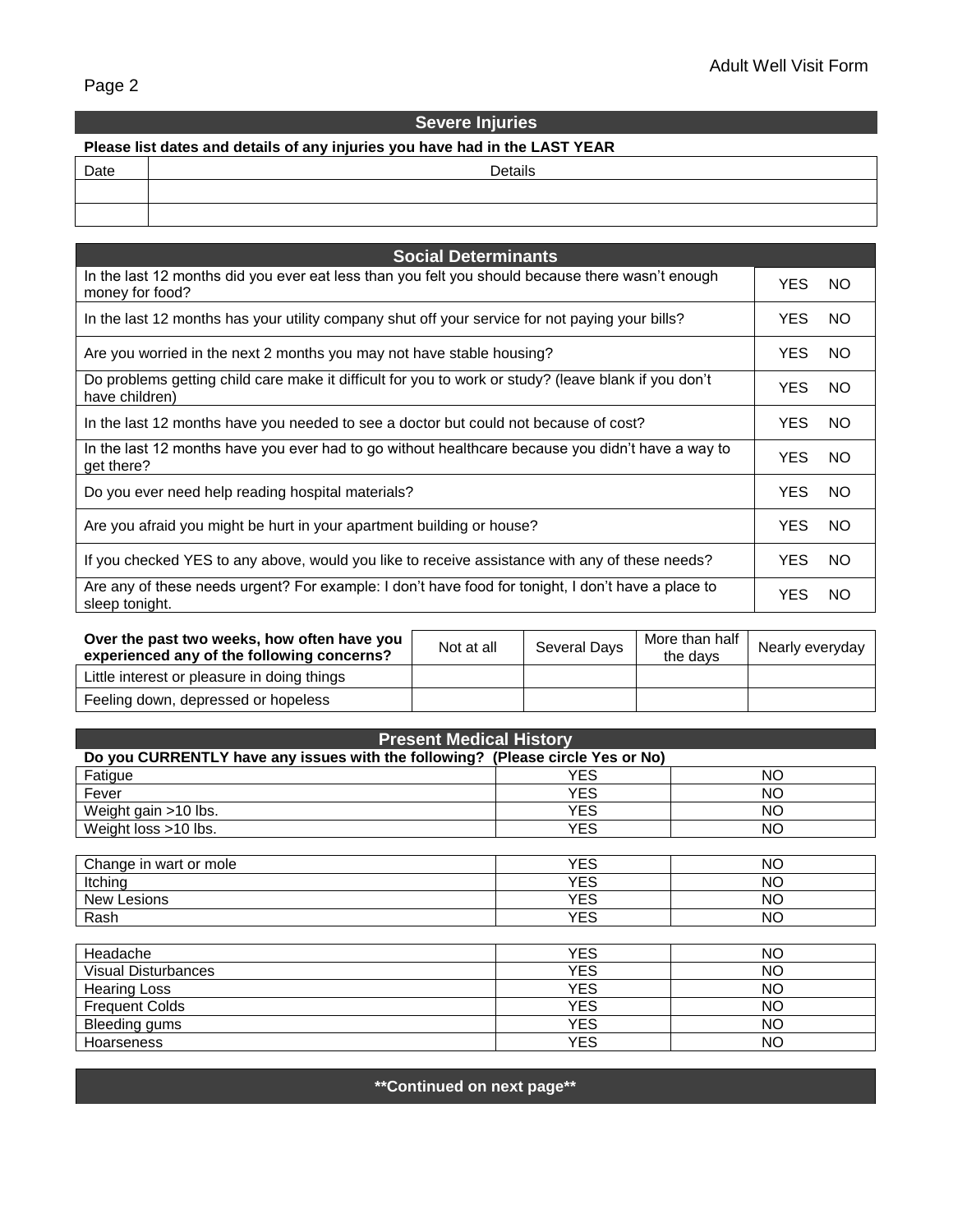## Severe Injuries

**Please list dates and details of any injuries you have had in the LAST YEAR**

| Date | Details |
|---|---|
| | |
| | |

## Social Determinants

| Question | |
|---|---|
| In the last 12 months did you ever eat less than you felt you should because there wasn't enough money for food? | YES NO |
| In the last 12 months has your utility company shut off your service for not paying your bills? | YES NO |
| Are you worried in the next 2 months you may not have stable housing? | YES NO |
| Do problems getting child care make it difficult for you to work or study? (leave blank if you don't have children) | YES NO |
| In the last 12 months have you needed to see a doctor but could not because of cost? | YES NO |
| In the last 12 months have you ever had to go without healthcare because you didn't have a way to get there? | YES NO |
| Do you ever need help reading hospital materials? | YES NO |
| Are you afraid you might be hurt in your apartment building or house? | YES NO |
| If you checked YES to any above, would you like to receive assistance with any of these needs? | YES NO |
| Are any of these needs urgent? For example: I don't have food for tonight, I don't have a place to sleep tonight. | YES NO |

| **Over the past two weeks, how often have you experienced any of the following concerns?** | Not at all | Several Days | More than half the days | Nearly everyday |
|---|---|---|---|---|
| Little interest or pleasure in doing things | | | | |
| Feeling down, depressed or hopeless | | | | |

## Present Medical History

**Do you CURRENTLY have any issues with the following? (Please circle Yes or No)**

| Issue | | |
|---|---|---|
| Fatigue | YES | NO |
| Fever | YES | NO |
| Weight gain >10 lbs. | YES | NO |
| Weight loss >10 lbs. | YES | NO |

| Issue | | |
|---|---|---|
| Change in wart or mole | YES | NO |
| Itching | YES | NO |
| New Lesions | YES | NO |
| Rash | YES | NO |

| Issue | | |
|---|---|---|
| Headache | YES | NO |
| Visual Disturbances | YES | NO |
| Hearing Loss | YES | NO |
| Frequent Colds | YES | NO |
| Bleeding gums | YES | NO |
| Hoarseness | YES | NO |

**Continued on next page**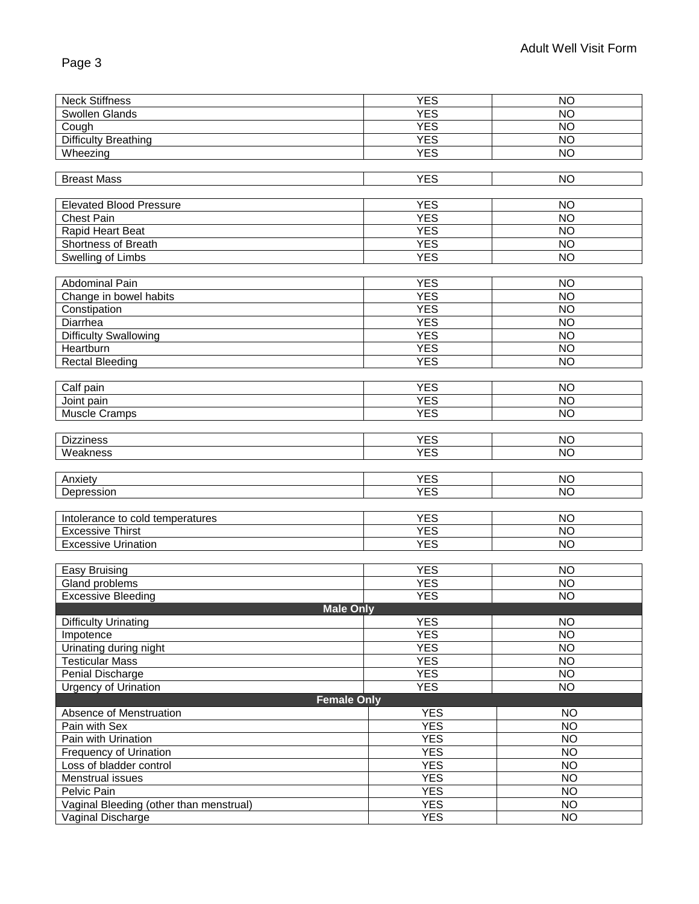| | | |
|---|---|---|
| Neck Stiffness | YES | NO |
| Swollen Glands | YES | NO |
| Cough | YES | NO |
| Difficulty Breathing | YES | NO |
| Wheezing | YES | NO |

| | | |
|---|---|---|
| Breast Mass | YES | NO |

| | | |
|---|---|---|
| Elevated Blood Pressure | YES | NO |
| Chest Pain | YES | NO |
| Rapid Heart Beat | YES | NO |
| Shortness of Breath | YES | NO |
| Swelling of Limbs | YES | NO |

| | | |
|---|---|---|
| Abdominal Pain | YES | NO |
| Change in bowel habits | YES | NO |
| Constipation | YES | NO |
| Diarrhea | YES | NO |
| Difficulty Swallowing | YES | NO |
| Heartburn | YES | NO |
| Rectal Bleeding | YES | NO |

| | | |
|---|---|---|
| Calf pain | YES | NO |
| Joint pain | YES | NO |
| Muscle Cramps | YES | NO |

| | | |
|---|---|---|
| Dizziness | YES | NO |
| Weakness | YES | NO |

| | | |
|---|---|---|
| Anxiety | YES | NO |
| Depression | YES | NO |

| | | |
|---|---|---|
| Intolerance to cold temperatures | YES | NO |
| Excessive Thirst | YES | NO |
| Excessive Urination | YES | NO |

| | | |
|---|---|---|
| Easy Bruising | YES | NO |
| Gland problems | YES | NO |
| Excessive Bleeding | YES | NO |
| **Male Only** | | |
| Difficulty Urinating | YES | NO |
| Impotence | YES | NO |
| Urinating during night | YES | NO |
| Testicular Mass | YES | NO |
| Penial Discharge | YES | NO |
| Urgency of Urination | YES | NO |
| **Female Only** | | |
| Absence of Menstruation | YES | NO |
| Pain with Sex | YES | NO |
| Pain with Urination | YES | NO |
| Frequency of Urination | YES | NO |
| Loss of bladder control | YES | NO |
| Menstrual issues | YES | NO |
| Pelvic Pain | YES | NO |
| Vaginal Bleeding (other than menstrual) | YES | NO |
| Vaginal Discharge | YES | NO |